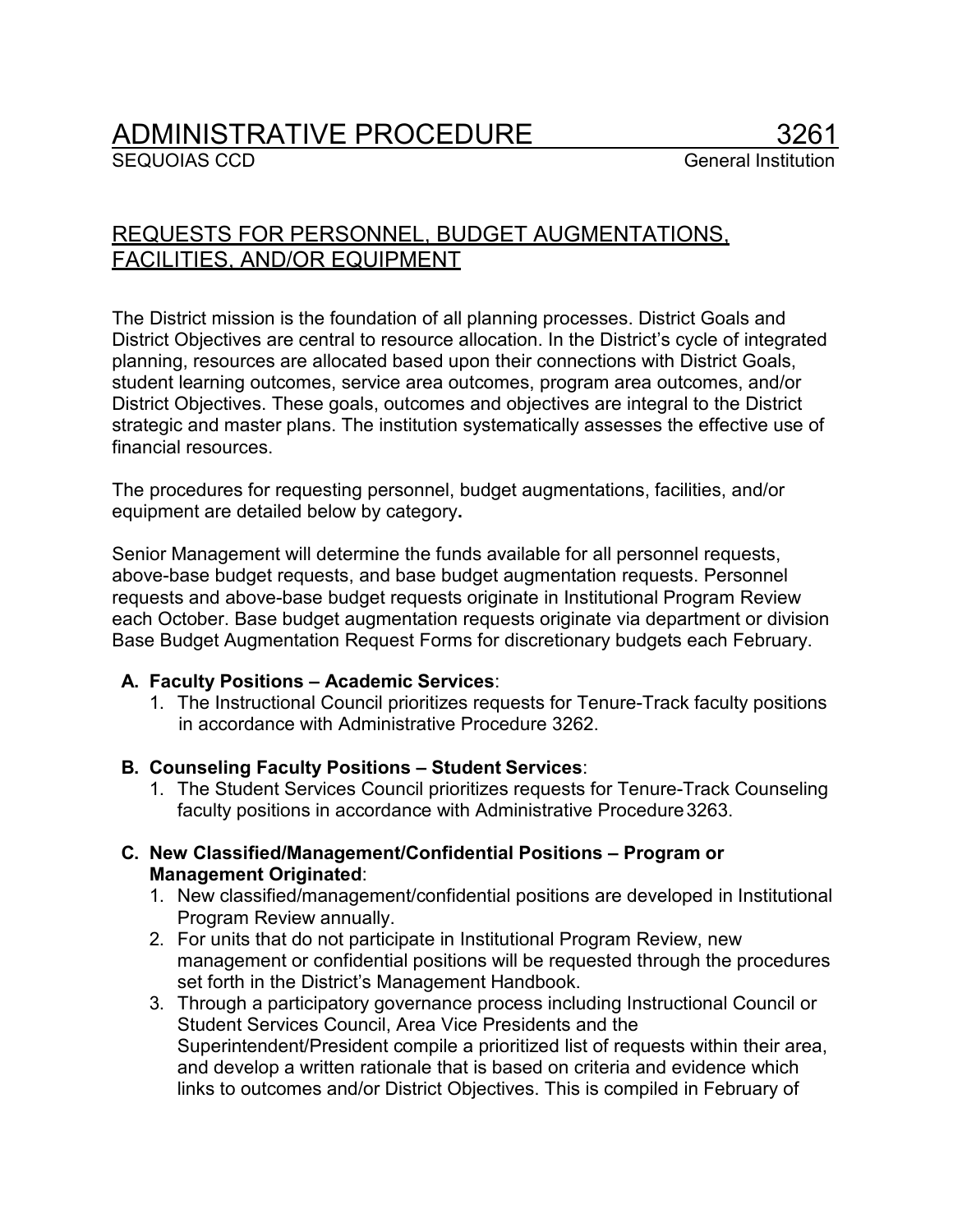# ADMINISTRATIVE PROCEDURE 3261

SEQUOIAS CCD — General Institution

## REQUESTS FOR PERSONNEL, BUDGET AUGMENTATIONS, FACILITIES, AND/OR EQUIPMENT

The District mission is the foundation of all planning processes. District Goals and District Objectives are central to resource allocation. In the District's cycle of integrated planning, resources are allocated based upon their connections with District Goals, student learning outcomes, service area outcomes, program area outcomes, and/or District Objectives. These goals, outcomes and objectives are integral to the District strategic and master plans. The institution systematically assesses the effective use of financial resources.

The procedures for requesting personnel, budget augmentations, facilities, and/or equipment are detailed below by category**.**

Senior Management will determine the funds available for all personnel requests, above-base budget requests, and base budget augmentation requests. Personnel requests and above-base budget requests originate in Institutional Program Review each October. Base budget augmentation requests originate via department or division Base Budget Augmentation Request Forms for discretionary budgets each February.

**A. Faculty Positions – Academic Services**:

1. The Instructional Council prioritizes requests for Tenure-Track faculty positions in accordance with Administrative Procedure 3262.

**B. Counseling Faculty Positions – Student Services**:

1. The Student Services Council prioritizes requests for Tenure-Track Counseling faculty positions in accordance with Administrative Procedure 3263.

**C. New Classified/Management/Confidential Positions – Program or Management Originated**:

1. New classified/management/confidential positions are developed in Institutional Program Review annually.
2. For units that do not participate in Institutional Program Review, new management or confidential positions will be requested through the procedures set forth in the District's Management Handbook.
3. Through a participatory governance process including Instructional Council or Student Services Council, Area Vice Presidents and the Superintendent/President compile a prioritized list of requests within their area, and develop a written rationale that is based on criteria and evidence which links to outcomes and/or District Objectives. This is compiled in February of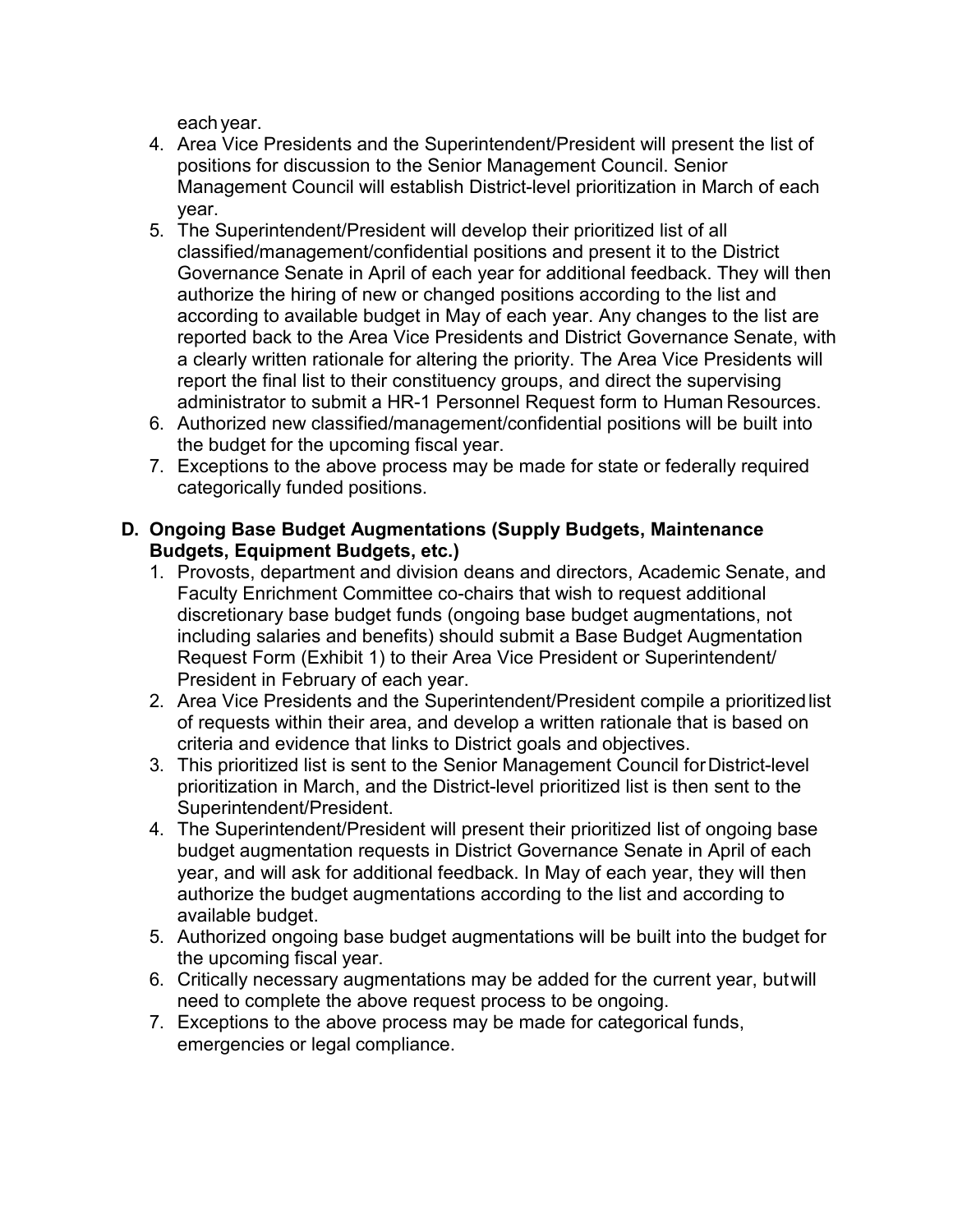each year.

4. Area Vice Presidents and the Superintendent/President will present the list of positions for discussion to the Senior Management Council. Senior Management Council will establish District-level prioritization in March of each year.
5. The Superintendent/President will develop their prioritized list of all classified/management/confidential positions and present it to the District Governance Senate in April of each year for additional feedback. They will then authorize the hiring of new or changed positions according to the list and according to available budget in May of each year. Any changes to the list are reported back to the Area Vice Presidents and District Governance Senate, with a clearly written rationale for altering the priority. The Area Vice Presidents will report the final list to their constituency groups, and direct the supervising administrator to submit a HR-1 Personnel Request form to Human Resources.
6. Authorized new classified/management/confidential positions will be built into the budget for the upcoming fiscal year.
7. Exceptions to the above process may be made for state or federally required categorically funded positions.

**D. Ongoing Base Budget Augmentations (Supply Budgets, Maintenance Budgets, Equipment Budgets, etc.)**

1. Provosts, department and division deans and directors, Academic Senate, and Faculty Enrichment Committee co-chairs that wish to request additional discretionary base budget funds (ongoing base budget augmentations, not including salaries and benefits) should submit a Base Budget Augmentation Request Form (Exhibit 1) to their Area Vice President or Superintendent/ President in February of each year.
2. Area Vice Presidents and the Superintendent/President compile a prioritized list of requests within their area, and develop a written rationale that is based on criteria and evidence that links to District goals and objectives.
3. This prioritized list is sent to the Senior Management Council for District-level prioritization in March, and the District-level prioritized list is then sent to the Superintendent/President.
4. The Superintendent/President will present their prioritized list of ongoing base budget augmentation requests in District Governance Senate in April of each year, and will ask for additional feedback. In May of each year, they will then authorize the budget augmentations according to the list and according to available budget.
5. Authorized ongoing base budget augmentations will be built into the budget for the upcoming fiscal year.
6. Critically necessary augmentations may be added for the current year, but will need to complete the above request process to be ongoing.
7. Exceptions to the above process may be made for categorical funds, emergencies or legal compliance.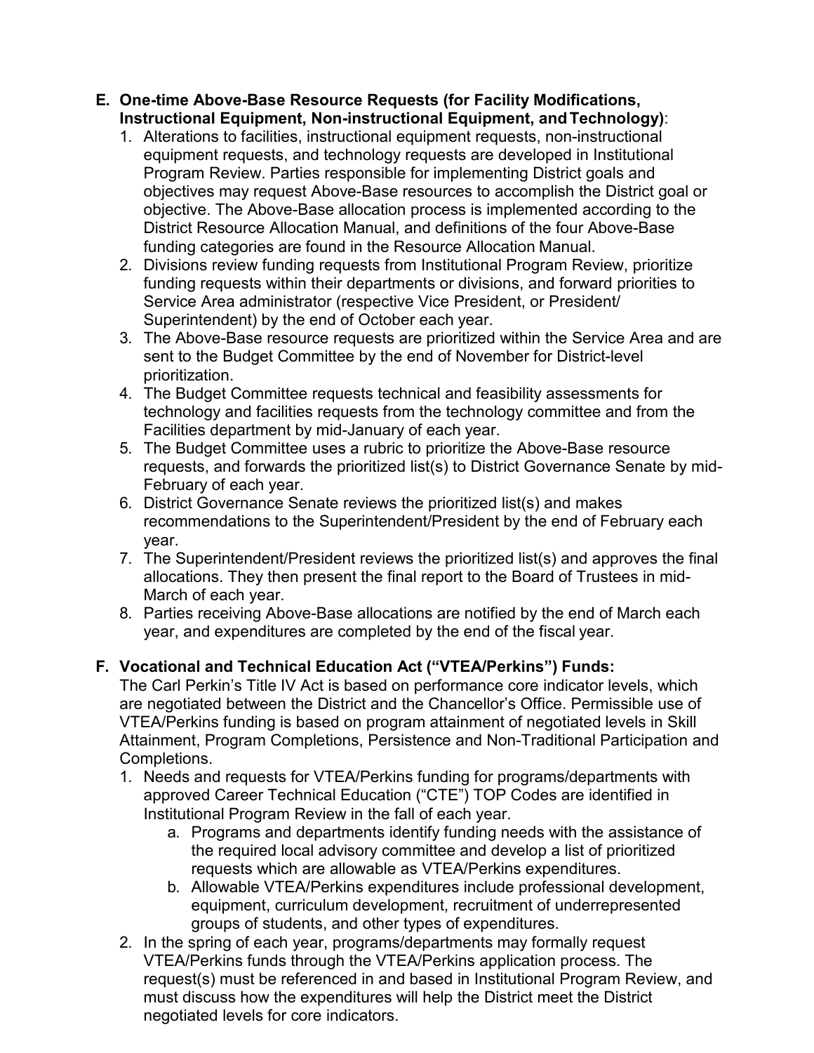**E. One-time Above-Base Resource Requests (for Facility Modifications, Instructional Equipment, Non-instructional Equipment, and Technology)**:

1. Alterations to facilities, instructional equipment requests, non-instructional equipment requests, and technology requests are developed in Institutional Program Review. Parties responsible for implementing District goals and objectives may request Above-Base resources to accomplish the District goal or objective. The Above-Base allocation process is implemented according to the District Resource Allocation Manual, and definitions of the four Above-Base funding categories are found in the Resource Allocation Manual.
2. Divisions review funding requests from Institutional Program Review, prioritize funding requests within their departments or divisions, and forward priorities to Service Area administrator (respective Vice President, or President/ Superintendent) by the end of October each year.
3. The Above-Base resource requests are prioritized within the Service Area and are sent to the Budget Committee by the end of November for District-level prioritization.
4. The Budget Committee requests technical and feasibility assessments for technology and facilities requests from the technology committee and from the Facilities department by mid-January of each year.
5. The Budget Committee uses a rubric to prioritize the Above-Base resource requests, and forwards the prioritized list(s) to District Governance Senate by mid-February of each year.
6. District Governance Senate reviews the prioritized list(s) and makes recommendations to the Superintendent/President by the end of February each year.
7. The Superintendent/President reviews the prioritized list(s) and approves the final allocations. They then present the final report to the Board of Trustees in mid-March of each year.
8. Parties receiving Above-Base allocations are notified by the end of March each year, and expenditures are completed by the end of the fiscal year.

**F. Vocational and Technical Education Act ("VTEA/Perkins") Funds:**

The Carl Perkin's Title IV Act is based on performance core indicator levels, which are negotiated between the District and the Chancellor's Office. Permissible use of VTEA/Perkins funding is based on program attainment of negotiated levels in Skill Attainment, Program Completions, Persistence and Non-Traditional Participation and Completions.

1. Needs and requests for VTEA/Perkins funding for programs/departments with approved Career Technical Education ("CTE") TOP Codes are identified in Institutional Program Review in the fall of each year.
   a. Programs and departments identify funding needs with the assistance of the required local advisory committee and develop a list of prioritized requests which are allowable as VTEA/Perkins expenditures.
   b. Allowable VTEA/Perkins expenditures include professional development, equipment, curriculum development, recruitment of underrepresented groups of students, and other types of expenditures.
2. In the spring of each year, programs/departments may formally request VTEA/Perkins funds through the VTEA/Perkins application process. The request(s) must be referenced in and based in Institutional Program Review, and must discuss how the expenditures will help the District meet the District negotiated levels for core indicators.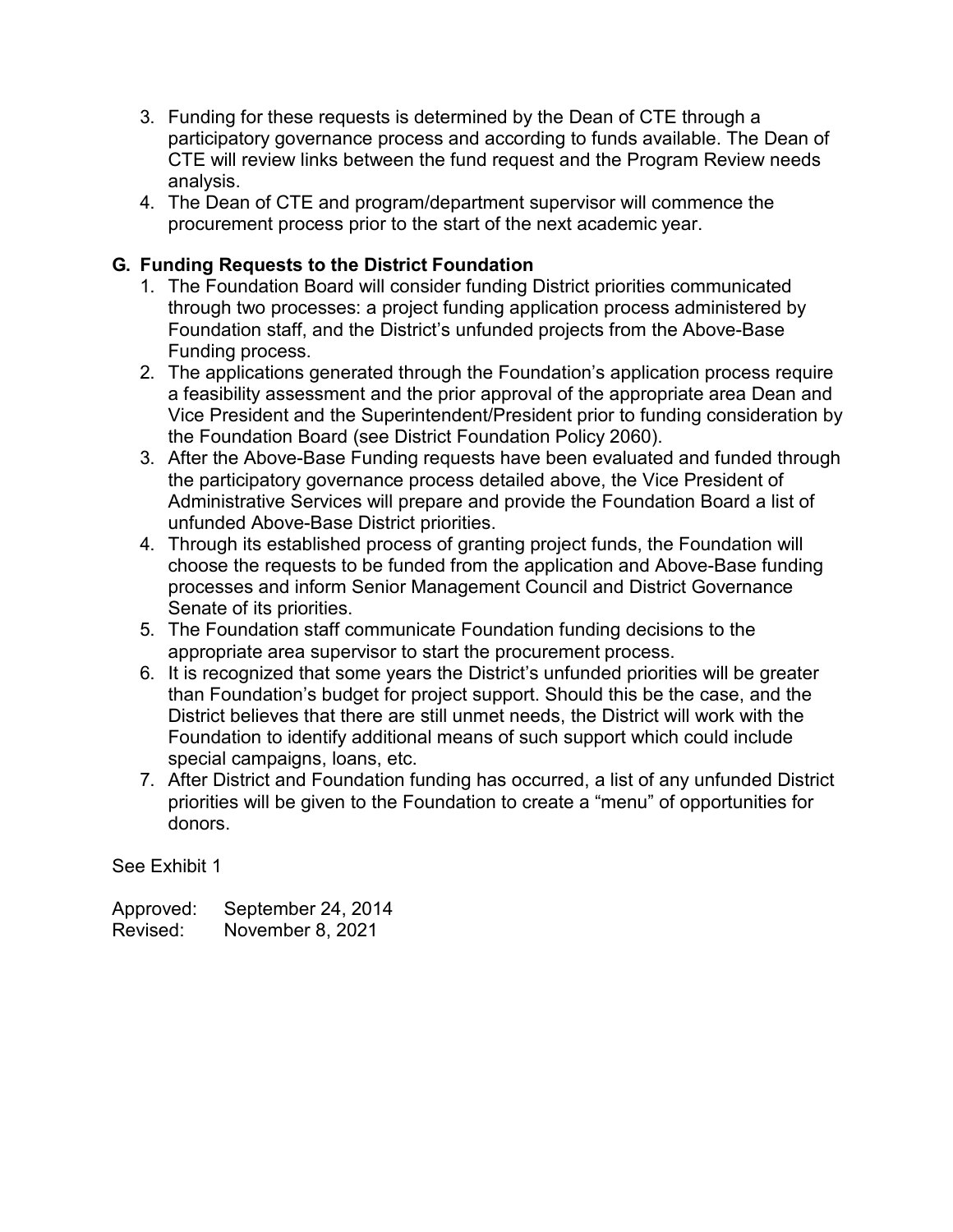3. Funding for these requests is determined by the Dean of CTE through a participatory governance process and according to funds available. The Dean of CTE will review links between the fund request and the Program Review needs analysis.
4. The Dean of CTE and program/department supervisor will commence the procurement process prior to the start of the next academic year.

## G. Funding Requests to the District Foundation

1. The Foundation Board will consider funding District priorities communicated through two processes: a project funding application process administered by Foundation staff, and the District's unfunded projects from the Above-Base Funding process.
2. The applications generated through the Foundation's application process require a feasibility assessment and the prior approval of the appropriate area Dean and Vice President and the Superintendent/President prior to funding consideration by the Foundation Board (see District Foundation Policy 2060).
3. After the Above-Base Funding requests have been evaluated and funded through the participatory governance process detailed above, the Vice President of Administrative Services will prepare and provide the Foundation Board a list of unfunded Above-Base District priorities.
4. Through its established process of granting project funds, the Foundation will choose the requests to be funded from the application and Above-Base funding processes and inform Senior Management Council and District Governance Senate of its priorities.
5. The Foundation staff communicate Foundation funding decisions to the appropriate area supervisor to start the procurement process.
6. It is recognized that some years the District's unfunded priorities will be greater than Foundation's budget for project support. Should this be the case, and the District believes that there are still unmet needs, the District will work with the Foundation to identify additional means of such support which could include special campaigns, loans, etc.
7. After District and Foundation funding has occurred, a list of any unfunded District priorities will be given to the Foundation to create a "menu" of opportunities for donors.

See Exhibit 1

Approved: September 24, 2014
Revised: November 8, 2021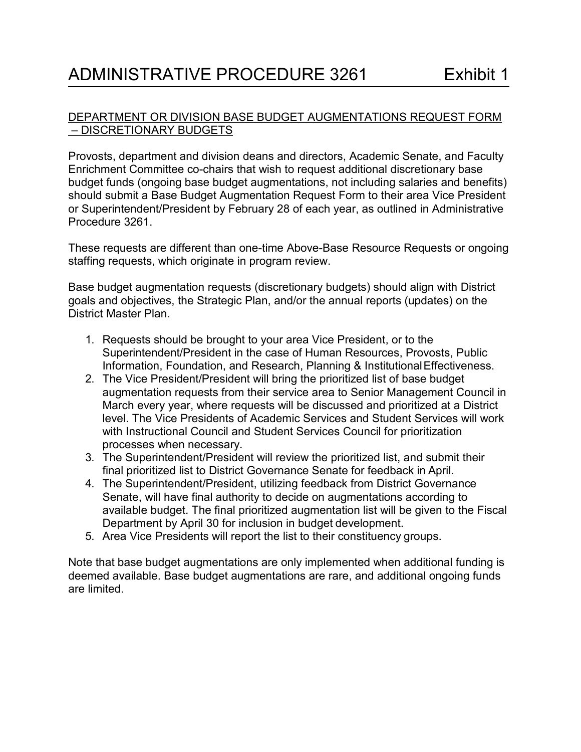# ADMINISTRATIVE PROCEDURE 3261 Exhibit 1

DEPARTMENT OR DIVISION BASE BUDGET AUGMENTATIONS REQUEST FORM – DISCRETIONARY BUDGETS

Provosts, department and division deans and directors, Academic Senate, and Faculty Enrichment Committee co-chairs that wish to request additional discretionary base budget funds (ongoing base budget augmentations, not including salaries and benefits) should submit a Base Budget Augmentation Request Form to their area Vice President or Superintendent/President by February 28 of each year, as outlined in Administrative Procedure 3261.

These requests are different than one-time Above-Base Resource Requests or ongoing staffing requests, which originate in program review.

Base budget augmentation requests (discretionary budgets) should align with District goals and objectives, the Strategic Plan, and/or the annual reports (updates) on the District Master Plan.

1. Requests should be brought to your area Vice President, or to the Superintendent/President in the case of Human Resources, Provosts, Public Information, Foundation, and Research, Planning & Institutional Effectiveness.
2. The Vice President/President will bring the prioritized list of base budget augmentation requests from their service area to Senior Management Council in March every year, where requests will be discussed and prioritized at a District level. The Vice Presidents of Academic Services and Student Services will work with Instructional Council and Student Services Council for prioritization processes when necessary.
3. The Superintendent/President will review the prioritized list, and submit their final prioritized list to District Governance Senate for feedback in April.
4. The Superintendent/President, utilizing feedback from District Governance Senate, will have final authority to decide on augmentations according to available budget. The final prioritized augmentation list will be given to the Fiscal Department by April 30 for inclusion in budget development.
5. Area Vice Presidents will report the list to their constituency groups.

Note that base budget augmentations are only implemented when additional funding is deemed available. Base budget augmentations are rare, and additional ongoing funds are limited.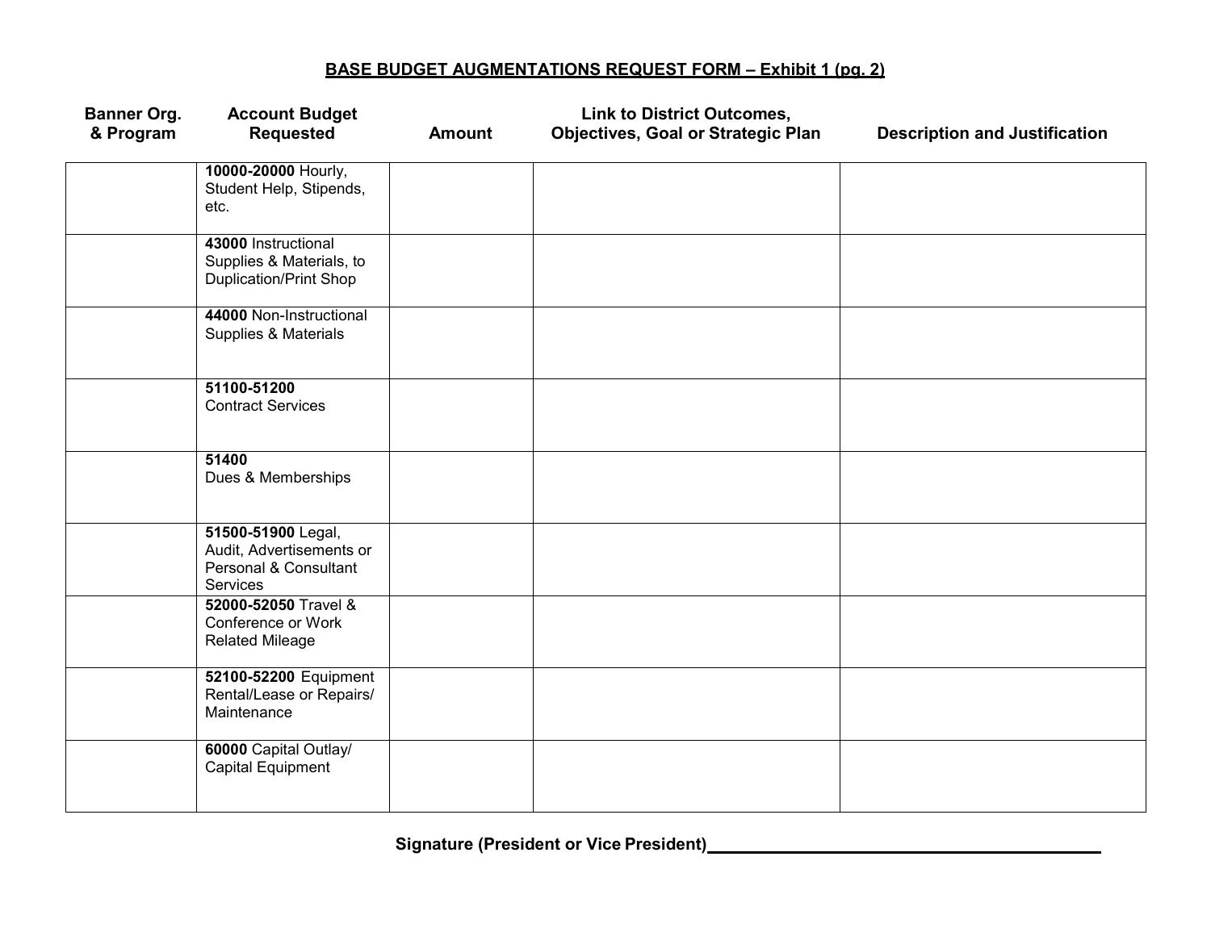**BASE BUDGET AUGMENTATIONS REQUEST FORM – Exhibit 1 (pg. 2)**

| Banner Org. & Program | Account Budget Requested | Amount | Link to District Outcomes, Objectives, Goal or Strategic Plan | Description and Justification |
|---|---|---|---|---|
| | **10000-20000** Hourly, Student Help, Stipends, etc. | | | |
| | **43000** Instructional Supplies & Materials, to Duplication/Print Shop | | | |
| | **44000** Non-Instructional Supplies & Materials | | | |
| | **51100-51200** Contract Services | | | |
| | **51400** Dues & Memberships | | | |
| | **51500-51900** Legal, Audit, Advertisements or Personal & Consultant Services | | | |
| | **52000-52050** Travel & Conference or Work Related Mileage | | | |
| | **52100-52200** Equipment Rental/Lease or Repairs/ Maintenance | | | |
| | **60000** Capital Outlay/ Capital Equipment | | | |

**Signature (President or Vice President)**\_\_\_\_\_\_\_\_\_\_\_\_\_\_\_\_\_\_\_\_\_\_\_\_\_\_\_\_\_\_\_\_\_\_\_\_\_\_\_\_